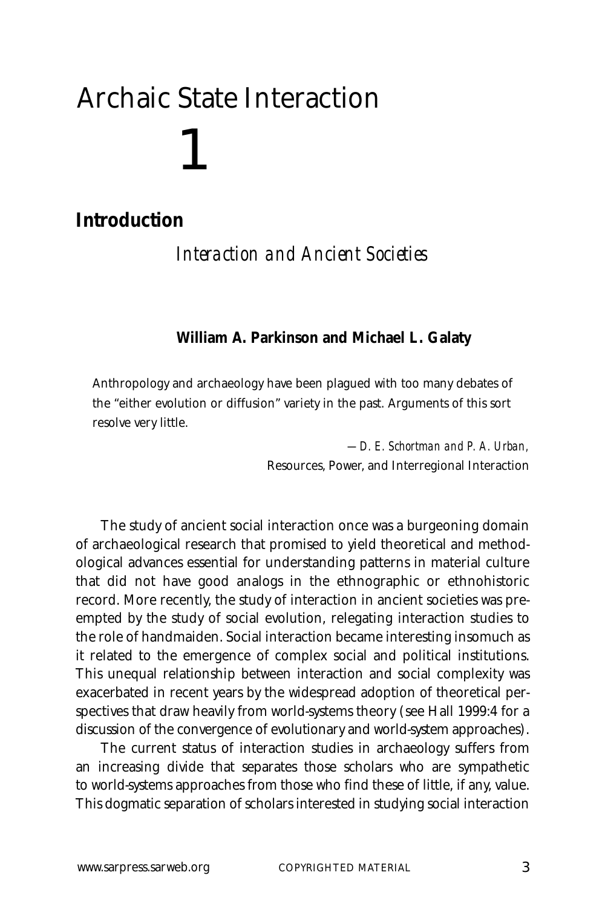# Archaic State Interaction

# 1

## Introduction

### *Interaction and Ancient Societies*

**William A. Parkinson and Michael L. Galaty**

> Anthropology and archaeology have been plagued with too many debates of the "either evolution or diffusion" variety in the past. Arguments of this sort resolve very little.
>
> —*D. E. Schortman and P. A. Urban,* Resources, Power, and Interregional Interaction

The study of ancient social interaction once was a burgeoning domain of archaeological research that promised to yield theoretical and methodological advances essential for understanding patterns in material culture that did not have good analogs in the ethnographic or ethnohistoric record. More recently, the study of interaction in ancient societies was preempted by the study of social evolution, relegating interaction studies to the role of handmaiden. Social interaction became interesting insomuch as it related to the emergence of complex social and political institutions. This unequal relationship between interaction and social complexity was exacerbated in recent years by the widespread adoption of theoretical perspectives that draw heavily from world-systems theory (see Hall 1999:4 for a discussion of the convergence of evolutionary and world-system approaches).

The current status of interaction studies in archaeology suffers from an increasing divide that separates those scholars who are sympathetic to world-systems approaches from those who find these of little, if any, value. This dogmatic separation of scholars interested in studying social interaction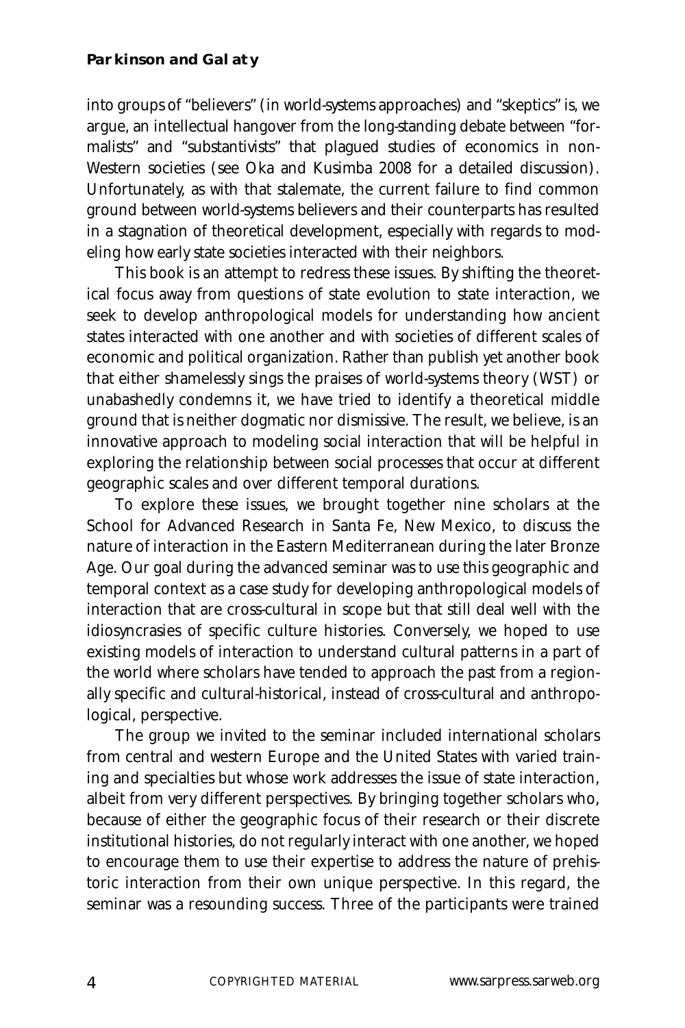into groups of "believers" (in world-systems approaches) and "skeptics" is, we argue, an intellectual hangover from the long-standing debate between "formalists" and "substantivists" that plagued studies of economics in non-Western societies (see Oka and Kusimba 2008 for a detailed discussion). Unfortunately, as with that stalemate, the current failure to find common ground between world-systems believers and their counterparts has resulted in a stagnation of theoretical development, especially with regards to modeling how early state societies interacted with their neighbors.

This book is an attempt to redress these issues. By shifting the theoretical focus away from questions of state evolution to state interaction, we seek to develop anthropological models for understanding how ancient states interacted with one another and with societies of different scales of economic and political organization. Rather than publish yet another book that either shamelessly sings the praises of world-systems theory (WST) or unabashedly condemns it, we have tried to identify a theoretical middle ground that is neither dogmatic nor dismissive. The result, we believe, is an innovative approach to modeling social interaction that will be helpful in exploring the relationship between social processes that occur at different geographic scales and over different temporal durations.

To explore these issues, we brought together nine scholars at the School for Advanced Research in Santa Fe, New Mexico, to discuss the nature of interaction in the Eastern Mediterranean during the later Bronze Age. Our goal during the advanced seminar was to use this geographic and temporal context as a case study for developing anthropological models of interaction that are cross-cultural in scope but that still deal well with the idiosyncrasies of specific culture histories. Conversely, we hoped to use existing models of interaction to understand cultural patterns in a part of the world where scholars have tended to approach the past from a regionally specific and cultural-historical, instead of cross-cultural and anthropological, perspective.

The group we invited to the seminar included international scholars from central and western Europe and the United States with varied training and specialties but whose work addresses the issue of state interaction, albeit from very different perspectives. By bringing together scholars who, because of either the geographic focus of their research or their discrete institutional histories, do not regularly interact with one another, we hoped to encourage them to use their expertise to address the nature of prehistoric interaction from their own unique perspective. In this regard, the seminar was a resounding success. Three of the participants were trained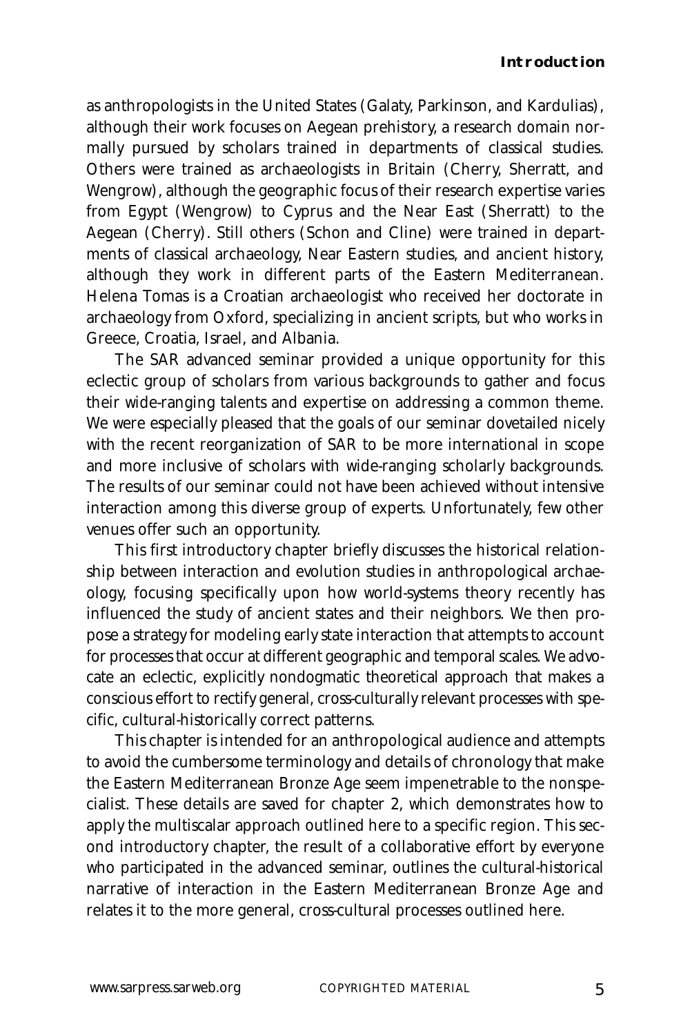as anthropologists in the United States (Galaty, Parkinson, and Kardulias), although their work focuses on Aegean prehistory, a research domain normally pursued by scholars trained in departments of classical studies. Others were trained as archaeologists in Britain (Cherry, Sherratt, and Wengrow), although the geographic focus of their research expertise varies from Egypt (Wengrow) to Cyprus and the Near East (Sherratt) to the Aegean (Cherry). Still others (Schon and Cline) were trained in departments of classical archaeology, Near Eastern studies, and ancient history, although they work in different parts of the Eastern Mediterranean. Helena Tomas is a Croatian archaeologist who received her doctorate in archaeology from Oxford, specializing in ancient scripts, but who works in Greece, Croatia, Israel, and Albania.

The SAR advanced seminar provided a unique opportunity for this eclectic group of scholars from various backgrounds to gather and focus their wide-ranging talents and expertise on addressing a common theme. We were especially pleased that the goals of our seminar dovetailed nicely with the recent reorganization of SAR to be more international in scope and more inclusive of scholars with wide-ranging scholarly backgrounds. The results of our seminar could not have been achieved without intensive interaction among this diverse group of experts. Unfortunately, few other venues offer such an opportunity.

This first introductory chapter briefly discusses the historical relationship between interaction and evolution studies in anthropological archaeology, focusing specifically upon how world-systems theory recently has influenced the study of ancient states and their neighbors. We then propose a strategy for modeling early state interaction that attempts to account for processes that occur at different geographic and temporal scales. We advocate an eclectic, explicitly nondogmatic theoretical approach that makes a conscious effort to rectify general, cross-culturally relevant processes with specific, cultural-historically correct patterns.

This chapter is intended for an anthropological audience and attempts to avoid the cumbersome terminology and details of chronology that make the Eastern Mediterranean Bronze Age seem impenetrable to the nonspecialist. These details are saved for chapter 2, which demonstrates how to apply the multiscalar approach outlined here to a specific region. This second introductory chapter, the result of a collaborative effort by everyone who participated in the advanced seminar, outlines the cultural-historical narrative of interaction in the Eastern Mediterranean Bronze Age and relates it to the more general, cross-cultural processes outlined here.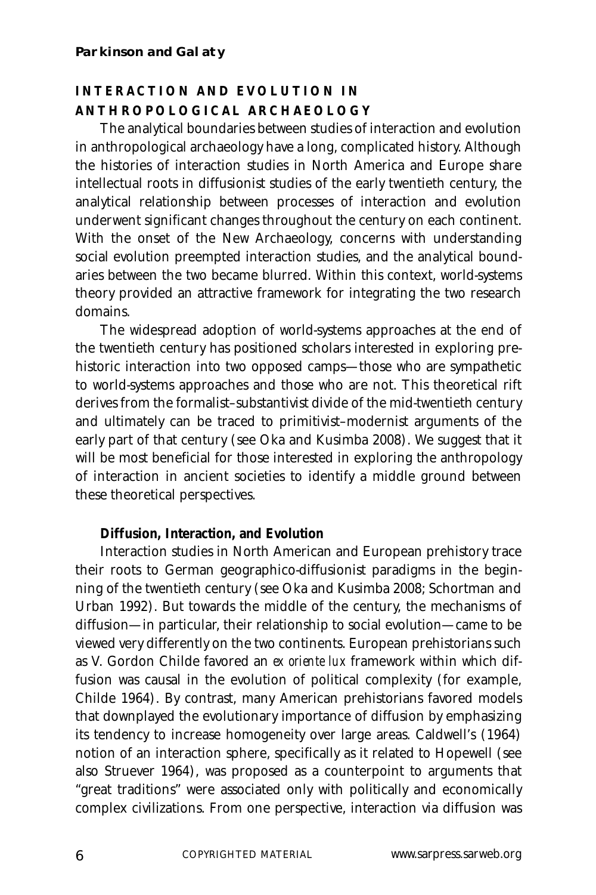## INTERACTION AND EVOLUTION IN ANTHROPOLOGICAL ARCHAEOLOGY

The analytical boundaries between studies of interaction and evolution in anthropological archaeology have a long, complicated history. Although the histories of interaction studies in North America and Europe share intellectual roots in diffusionist studies of the early twentieth century, the analytical relationship between processes of interaction and evolution underwent significant changes throughout the century on each continent. With the onset of the New Archaeology, concerns with understanding social evolution preempted interaction studies, and the analytical boundaries between the two became blurred. Within this context, world-systems theory provided an attractive framework for integrating the two research domains.

The widespread adoption of world-systems approaches at the end of the twentieth century has positioned scholars interested in exploring prehistoric interaction into two opposed camps—those who are sympathetic to world-systems approaches and those who are not. This theoretical rift derives from the formalist–substantivist divide of the mid-twentieth century and ultimately can be traced to primitivist–modernist arguments of the early part of that century (see Oka and Kusimba 2008). We suggest that it will be most beneficial for those interested in exploring the anthropology of interaction in ancient societies to identify a middle ground between these theoretical perspectives.

### Diffusion, Interaction, and Evolution

Interaction studies in North American and European prehistory trace their roots to German geographico-diffusionist paradigms in the beginning of the twentieth century (see Oka and Kusimba 2008; Schortman and Urban 1992). But towards the middle of the century, the mechanisms of diffusion—in particular, their relationship to social evolution—came to be viewed very differently on the two continents. European prehistorians such as V. Gordon Childe favored an *ex oriente lux* framework within which diffusion was causal in the evolution of political complexity (for example, Childe 1964). By contrast, many American prehistorians favored models that downplayed the evolutionary importance of diffusion by emphasizing its tendency to increase homogeneity over large areas. Caldwell's (1964) notion of an interaction sphere, specifically as it related to Hopewell (see also Struever 1964), was proposed as a counterpoint to arguments that "great traditions" were associated only with politically and economically complex civilizations. From one perspective, interaction via diffusion was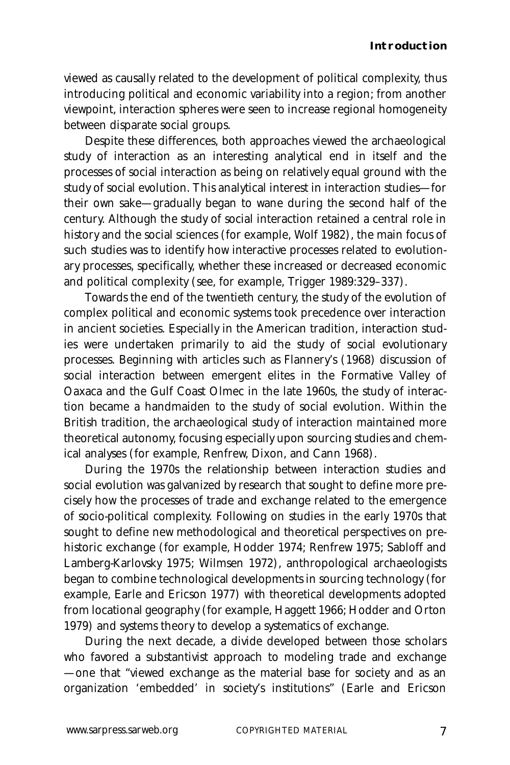viewed as causally related to the development of political complexity, thus introducing political and economic variability into a region; from another viewpoint, interaction spheres were seen to increase regional homogeneity between disparate social groups.

Despite these differences, both approaches viewed the archaeological study of interaction as an interesting analytical end in itself and the processes of social interaction as being on relatively equal ground with the study of social evolution. This analytical interest in interaction studies—for their own sake—gradually began to wane during the second half of the century. Although the study of social interaction retained a central role in history and the social sciences (for example, Wolf 1982), the main focus of such studies was to identify how interactive processes related to evolutionary processes, specifically, whether these increased or decreased economic and political complexity (see, for example, Trigger 1989:329–337).

Towards the end of the twentieth century, the study of the evolution of complex political and economic systems took precedence over interaction in ancient societies. Especially in the American tradition, interaction studies were undertaken primarily to aid the study of social evolutionary processes. Beginning with articles such as Flannery's (1968) discussion of social interaction between emergent elites in the Formative Valley of Oaxaca and the Gulf Coast Olmec in the late 1960s, the study of interaction became a handmaiden to the study of social evolution. Within the British tradition, the archaeological study of interaction maintained more theoretical autonomy, focusing especially upon sourcing studies and chemical analyses (for example, Renfrew, Dixon, and Cann 1968).

During the 1970s the relationship between interaction studies and social evolution was galvanized by research that sought to define more precisely how the processes of trade and exchange related to the emergence of socio-political complexity. Following on studies in the early 1970s that sought to define new methodological and theoretical perspectives on prehistoric exchange (for example, Hodder 1974; Renfrew 1975; Sabloff and Lamberg-Karlovsky 1975; Wilmsen 1972), anthropological archaeologists began to combine technological developments in sourcing technology (for example, Earle and Ericson 1977) with theoretical developments adopted from locational geography (for example, Haggett 1966; Hodder and Orton 1979) and systems theory to develop a systematics of exchange.

During the next decade, a divide developed between those scholars who favored a substantivist approach to modeling trade and exchange —one that "viewed exchange as the material base for society and as an organization 'embedded' in society's institutions" (Earle and Ericson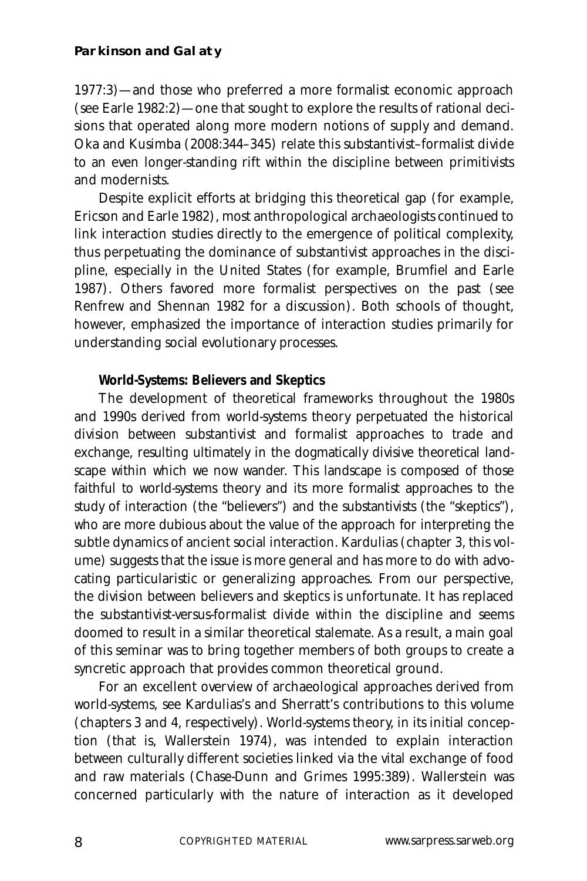1977:3)—and those who preferred a more formalist economic approach (see Earle 1982:2)—one that sought to explore the results of rational decisions that operated along more modern notions of supply and demand. Oka and Kusimba (2008:344–345) relate this substantivist–formalist divide to an even longer-standing rift within the discipline between primitivists and modernists.

Despite explicit efforts at bridging this theoretical gap (for example, Ericson and Earle 1982), most anthropological archaeologists continued to link interaction studies directly to the emergence of political complexity, thus perpetuating the dominance of substantivist approaches in the discipline, especially in the United States (for example, Brumfiel and Earle 1987). Others favored more formalist perspectives on the past (see Renfrew and Shennan 1982 for a discussion). Both schools of thought, however, emphasized the importance of interaction studies primarily for understanding social evolutionary processes.

### World-Systems: Believers and Skeptics

The development of theoretical frameworks throughout the 1980s and 1990s derived from world-systems theory perpetuated the historical division between substantivist and formalist approaches to trade and exchange, resulting ultimately in the dogmatically divisive theoretical landscape within which we now wander. This landscape is composed of those faithful to world-systems theory and its more formalist approaches to the study of interaction (the "believers") and the substantivists (the "skeptics"), who are more dubious about the value of the approach for interpreting the subtle dynamics of ancient social interaction. Kardulias (chapter 3, this volume) suggests that the issue is more general and has more to do with advocating particularistic or generalizing approaches. From our perspective, the division between believers and skeptics is unfortunate. It has replaced the substantivist-versus-formalist divide within the discipline and seems doomed to result in a similar theoretical stalemate. As a result, a main goal of this seminar was to bring together members of both groups to create a syncretic approach that provides common theoretical ground.

For an excellent overview of archaeological approaches derived from world-systems, see Kardulias's and Sherratt's contributions to this volume (chapters 3 and 4, respectively). World-systems theory, in its initial conception (that is, Wallerstein 1974), was intended to explain interaction between culturally different societies linked via the vital exchange of food and raw materials (Chase-Dunn and Grimes 1995:389). Wallerstein was concerned particularly with the nature of interaction as it developed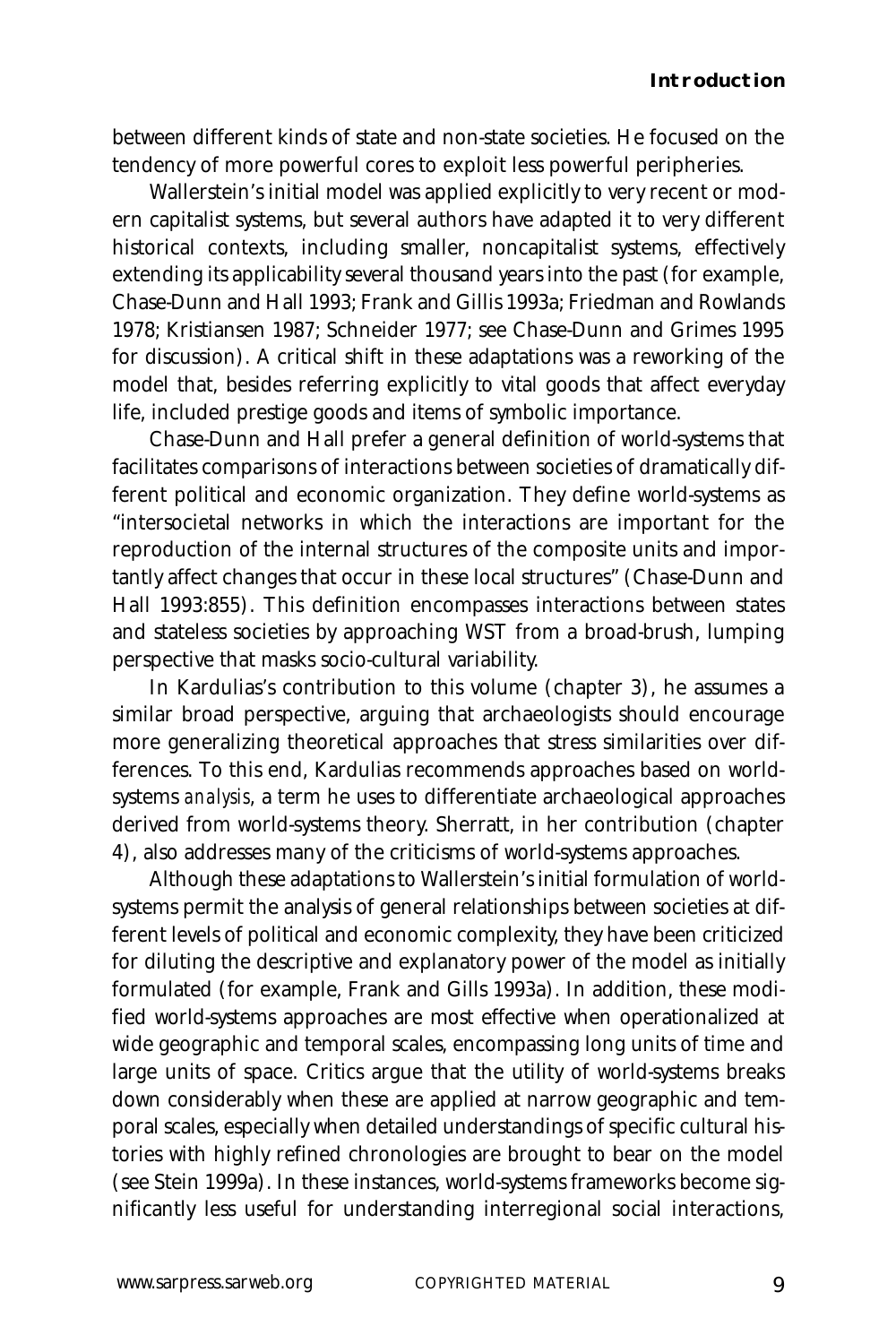between different kinds of state and non-state societies. He focused on the tendency of more powerful cores to exploit less powerful peripheries.

Wallerstein's initial model was applied explicitly to very recent or modern capitalist systems, but several authors have adapted it to very different historical contexts, including smaller, noncapitalist systems, effectively extending its applicability several thousand years into the past (for example, Chase-Dunn and Hall 1993; Frank and Gillis 1993a; Friedman and Rowlands 1978; Kristiansen 1987; Schneider 1977; see Chase-Dunn and Grimes 1995 for discussion). A critical shift in these adaptations was a reworking of the model that, besides referring explicitly to vital goods that affect everyday life, included prestige goods and items of symbolic importance.

Chase-Dunn and Hall prefer a general definition of world-systems that facilitates comparisons of interactions between societies of dramatically different political and economic organization. They define world-systems as "intersocietal networks in which the interactions are important for the reproduction of the internal structures of the composite units and importantly affect changes that occur in these local structures" (Chase-Dunn and Hall 1993:855). This definition encompasses interactions between states and stateless societies by approaching WST from a broad-brush, lumping perspective that masks socio-cultural variability.

In Kardulias's contribution to this volume (chapter 3), he assumes a similar broad perspective, arguing that archaeologists should encourage more generalizing theoretical approaches that stress similarities over differences. To this end, Kardulias recommends approaches based on world-systems *analysis*, a term he uses to differentiate archaeological approaches derived from world-systems theory. Sherratt, in her contribution (chapter 4), also addresses many of the criticisms of world-systems approaches.

Although these adaptations to Wallerstein's initial formulation of world-systems permit the analysis of general relationships between societies at different levels of political and economic complexity, they have been criticized for diluting the descriptive and explanatory power of the model as initially formulated (for example, Frank and Gills 1993a). In addition, these modified world-systems approaches are most effective when operationalized at wide geographic and temporal scales, encompassing long units of time and large units of space. Critics argue that the utility of world-systems breaks down considerably when these are applied at narrow geographic and temporal scales, especially when detailed understandings of specific cultural histories with highly refined chronologies are brought to bear on the model (see Stein 1999a). In these instances, world-systems frameworks become significantly less useful for understanding interregional social interactions,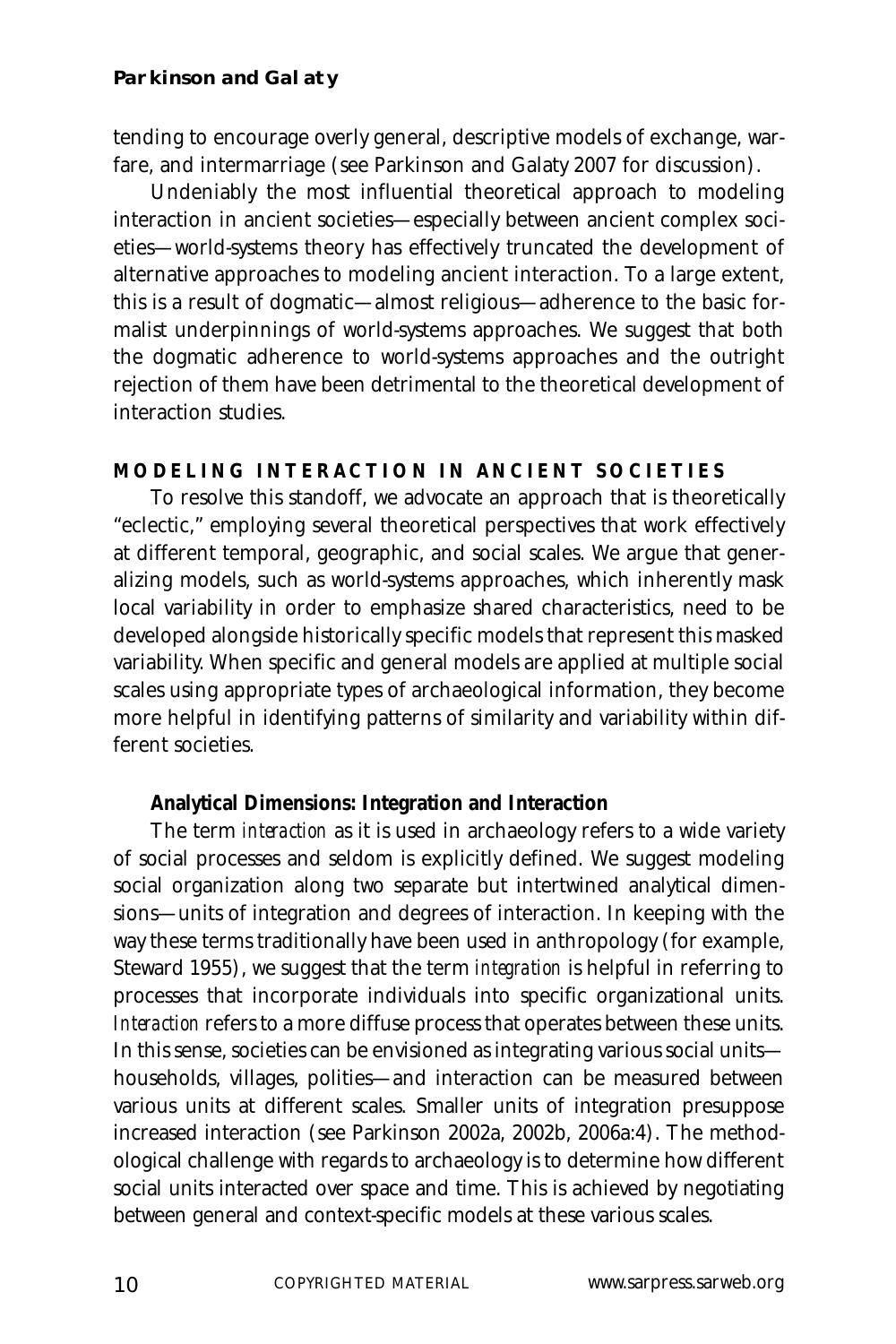tending to encourage overly general, descriptive models of exchange, warfare, and intermarriage (see Parkinson and Galaty 2007 for discussion).

Undeniably the most influential theoretical approach to modeling interaction in ancient societies—especially between ancient complex societies—world-systems theory has effectively truncated the development of alternative approaches to modeling ancient interaction. To a large extent, this is a result of dogmatic—almost religious—adherence to the basic formalist underpinnings of world-systems approaches. We suggest that both the dogmatic adherence to world-systems approaches and the outright rejection of them have been detrimental to the theoretical development of interaction studies.

## MODELING INTERACTION IN ANCIENT SOCIETIES

To resolve this standoff, we advocate an approach that is theoretically "eclectic," employing several theoretical perspectives that work effectively at different temporal, geographic, and social scales. We argue that generalizing models, such as world-systems approaches, which inherently mask local variability in order to emphasize shared characteristics, need to be developed alongside historically specific models that represent this masked variability. When specific and general models are applied at multiple social scales using appropriate types of archaeological information, they become more helpful in identifying patterns of similarity and variability within different societies.

### Analytical Dimensions: Integration and Interaction

The term *interaction* as it is used in archaeology refers to a wide variety of social processes and seldom is explicitly defined. We suggest modeling social organization along two separate but intertwined analytical dimensions—units of integration and degrees of interaction. In keeping with the way these terms traditionally have been used in anthropology (for example, Steward 1955), we suggest that the term *integration* is helpful in referring to processes that incorporate individuals into specific organizational units. *Interaction* refers to a more diffuse process that operates between these units. In this sense, societies can be envisioned as integrating various social units—households, villages, polities—and interaction can be measured between various units at different scales. Smaller units of integration presuppose increased interaction (see Parkinson 2002a, 2002b, 2006a:4). The methodological challenge with regards to archaeology is to determine how different social units interacted over space and time. This is achieved by negotiating between general and context-specific models at these various scales.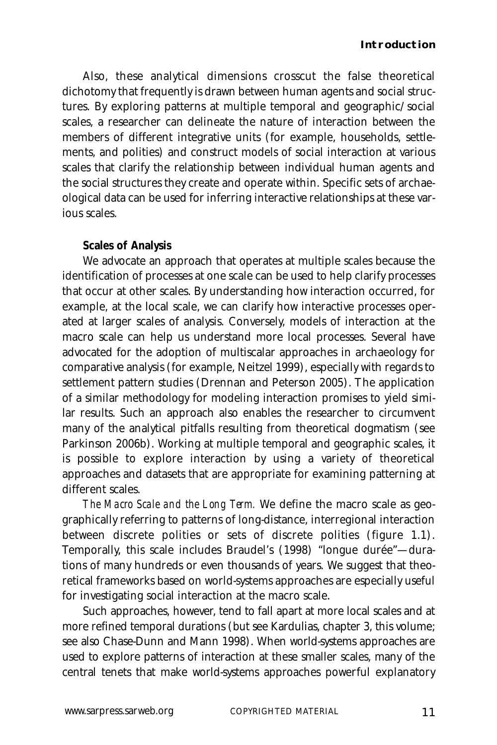Also, these analytical dimensions crosscut the false theoretical dichotomy that frequently is drawn between human agents and social structures. By exploring patterns at multiple temporal and geographic/social scales, a researcher can delineate the nature of interaction between the members of different integrative units (for example, households, settlements, and polities) and construct models of social interaction at various scales that clarify the relationship between individual human agents and the social structures they create and operate within. Specific sets of archaeological data can be used for inferring interactive relationships at these various scales.

**Scales of Analysis**

We advocate an approach that operates at multiple scales because the identification of processes at one scale can be used to help clarify processes that occur at other scales. By understanding how interaction occurred, for example, at the local scale, we can clarify how interactive processes operated at larger scales of analysis. Conversely, models of interaction at the macro scale can help us understand more local processes. Several have advocated for the adoption of multiscalar approaches in archaeology for comparative analysis (for example, Neitzel 1999), especially with regards to settlement pattern studies (Drennan and Peterson 2005). The application of a similar methodology for modeling interaction promises to yield similar results. Such an approach also enables the researcher to circumvent many of the analytical pitfalls resulting from theoretical dogmatism (see Parkinson 2006b). Working at multiple temporal and geographic scales, it is possible to explore interaction by using a variety of theoretical approaches and datasets that are appropriate for examining patterning at different scales.

*The Macro Scale and the Long Term.* We define the macro scale as geographically referring to patterns of long-distance, interregional interaction between discrete polities or sets of discrete polities (figure 1.1). Temporally, this scale includes Braudel's (1998) "longue durée"—durations of many hundreds or even thousands of years. We suggest that theoretical frameworks based on world-systems approaches are especially useful for investigating social interaction at the macro scale.

Such approaches, however, tend to fall apart at more local scales and at more refined temporal durations (but see Kardulias, chapter 3, this volume; see also Chase-Dunn and Mann 1998). When world-systems approaches are used to explore patterns of interaction at these smaller scales, many of the central tenets that make world-systems approaches powerful explanatory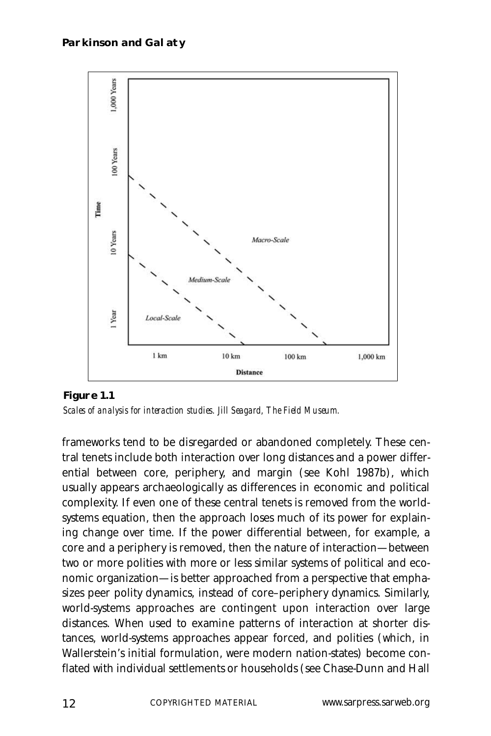**Figure 1.1**

*Scales of analysis for interaction studies. Jill Seagard, The Field Museum.*

frameworks tend to be disregarded or abandoned completely. These central tenets include both interaction over long distances and a power differential between core, periphery, and margin (see Kohl 1987b), which usually appears archaeologically as differences in economic and political complexity. If even one of these central tenets is removed from the world-systems equation, then the approach loses much of its power for explaining change over time. If the power differential between, for example, a core and a periphery is removed, then the nature of interaction—between two or more polities with more or less similar systems of political and economic organization—is better approached from a perspective that emphasizes peer polity dynamics, instead of core–periphery dynamics. Similarly, world-systems approaches are contingent upon interaction over large distances. When used to examine patterns of interaction at shorter distances, world-systems approaches appear forced, and polities (which, in Wallerstein's initial formulation, were modern nation-states) become conflated with individual settlements or households (see Chase-Dunn and Hall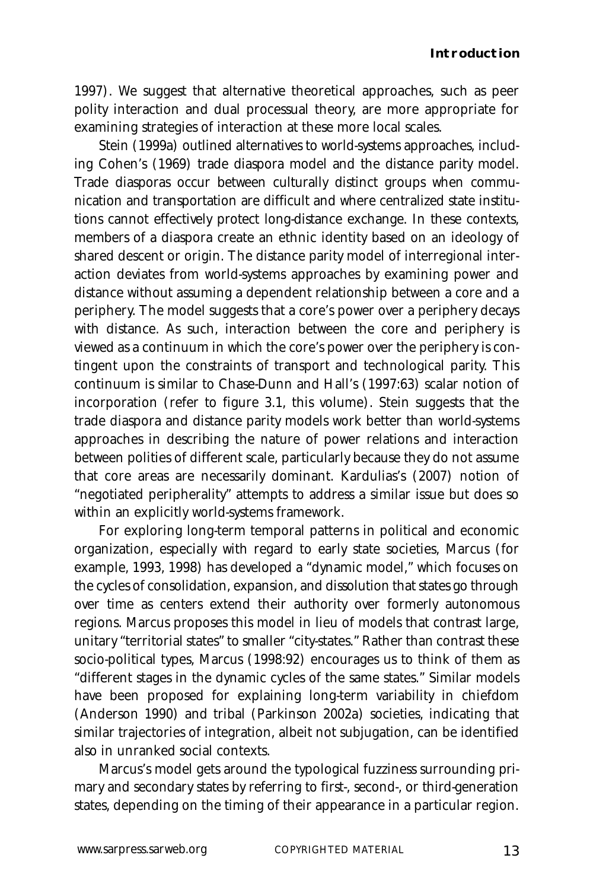1997). We suggest that alternative theoretical approaches, such as peer polity interaction and dual processual theory, are more appropriate for examining strategies of interaction at these more local scales.

Stein (1999a) outlined alternatives to world-systems approaches, including Cohen's (1969) trade diaspora model and the distance parity model. Trade diasporas occur between culturally distinct groups when communication and transportation are difficult and where centralized state institutions cannot effectively protect long-distance exchange. In these contexts, members of a diaspora create an ethnic identity based on an ideology of shared descent or origin. The distance parity model of interregional interaction deviates from world-systems approaches by examining power and distance without assuming a dependent relationship between a core and a periphery. The model suggests that a core's power over a periphery decays with distance. As such, interaction between the core and periphery is viewed as a continuum in which the core's power over the periphery is contingent upon the constraints of transport and technological parity. This continuum is similar to Chase-Dunn and Hall's (1997:63) scalar notion of incorporation (refer to figure 3.1, this volume). Stein suggests that the trade diaspora and distance parity models work better than world-systems approaches in describing the nature of power relations and interaction between polities of different scale, particularly because they do not assume that core areas are necessarily dominant. Kardulias's (2007) notion of "negotiated peripherality" attempts to address a similar issue but does so within an explicitly world-systems framework.

For exploring long-term temporal patterns in political and economic organization, especially with regard to early state societies, Marcus (for example, 1993, 1998) has developed a "dynamic model," which focuses on the cycles of consolidation, expansion, and dissolution that states go through over time as centers extend their authority over formerly autonomous regions. Marcus proposes this model in lieu of models that contrast large, unitary "territorial states" to smaller "city-states." Rather than contrast these socio-political types, Marcus (1998:92) encourages us to think of them as "different stages in the dynamic cycles of the same states." Similar models have been proposed for explaining long-term variability in chiefdom (Anderson 1990) and tribal (Parkinson 2002a) societies, indicating that similar trajectories of integration, albeit not subjugation, can be identified also in unranked social contexts.

Marcus's model gets around the typological fuzziness surrounding primary and secondary states by referring to first-, second-, or third-generation states, depending on the timing of their appearance in a particular region.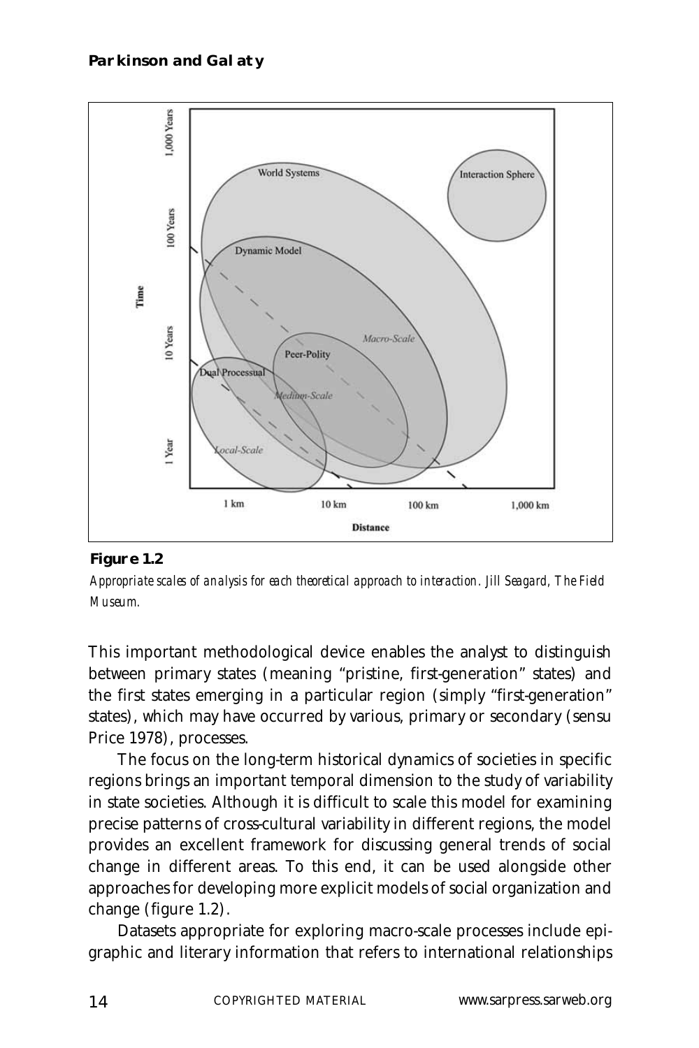**Figure 1.2**

*Appropriate scales of analysis for each theoretical approach to interaction. Jill Seagard, The Field Museum.*

This important methodological device enables the analyst to distinguish between primary states (meaning "pristine, first-generation" states) and the first states emerging in a particular region (simply "first-generation" states), which may have occurred by various, primary or secondary (sensu Price 1978), processes.

The focus on the long-term historical dynamics of societies in specific regions brings an important temporal dimension to the study of variability in state societies. Although it is difficult to scale this model for examining precise patterns of cross-cultural variability in different regions, the model provides an excellent framework for discussing general trends of social change in different areas. To this end, it can be used alongside other approaches for developing more explicit models of social organization and change (figure 1.2).

Datasets appropriate for exploring macro-scale processes include epigraphic and literary information that refers to international relationships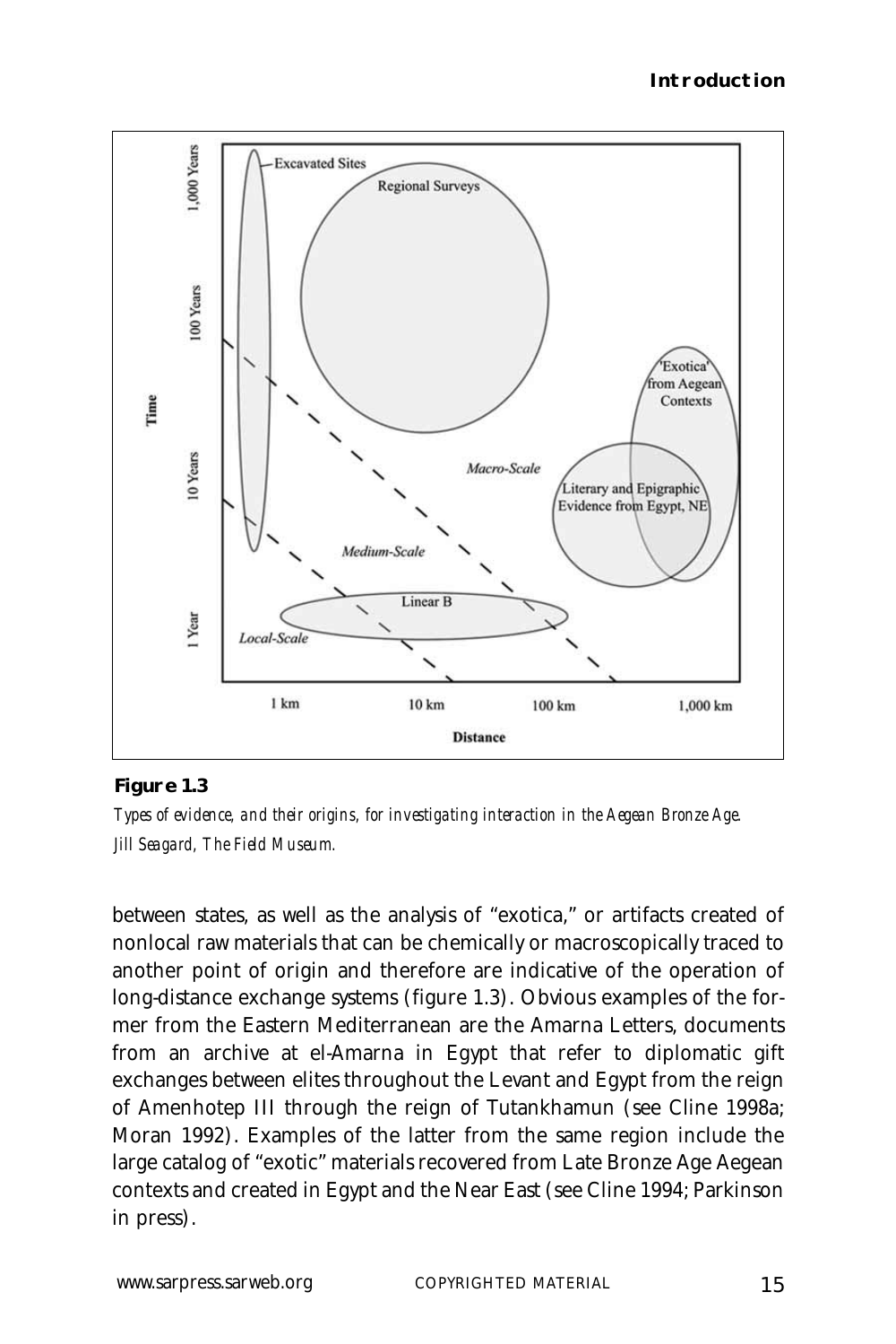**Figure 1.3**

*Types of evidence, and their origins, for investigating interaction in the Aegean Bronze Age. Jill Seagard, The Field Museum.*

between states, as well as the analysis of "exotica," or artifacts created of nonlocal raw materials that can be chemically or macroscopically traced to another point of origin and therefore are indicative of the operation of long-distance exchange systems (figure 1.3). Obvious examples of the former from the Eastern Mediterranean are the Amarna Letters, documents from an archive at el-Amarna in Egypt that refer to diplomatic gift exchanges between elites throughout the Levant and Egypt from the reign of Amenhotep III through the reign of Tutankhamun (see Cline 1998a; Moran 1992). Examples of the latter from the same region include the large catalog of "exotic" materials recovered from Late Bronze Age Aegean contexts and created in Egypt and the Near East (see Cline 1994; Parkinson in press).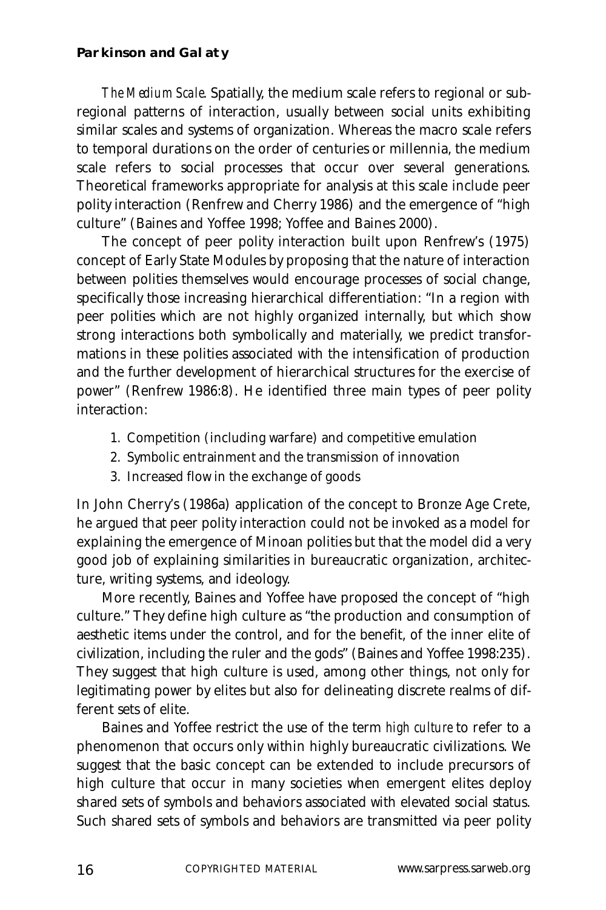*The Medium Scale*. Spatially, the medium scale refers to regional or subregional patterns of interaction, usually between social units exhibiting similar scales and systems of organization. Whereas the macro scale refers to temporal durations on the order of centuries or millennia, the medium scale refers to social processes that occur over several generations. Theoretical frameworks appropriate for analysis at this scale include peer polity interaction (Renfrew and Cherry 1986) and the emergence of "high culture" (Baines and Yoffee 1998; Yoffee and Baines 2000).

The concept of peer polity interaction built upon Renfrew's (1975) concept of Early State Modules by proposing that the nature of interaction between polities themselves would encourage processes of social change, specifically those increasing hierarchical differentiation: "In a region with peer polities which are not highly organized internally, but which show strong interactions both symbolically and materially, we predict transformations in these polities associated with the intensification of production and the further development of hierarchical structures for the exercise of power" (Renfrew 1986:8). He identified three main types of peer polity interaction:

1. Competition (including warfare) and competitive emulation
2. Symbolic entrainment and the transmission of innovation
3. Increased flow in the exchange of goods

In John Cherry's (1986a) application of the concept to Bronze Age Crete, he argued that peer polity interaction could not be invoked as a model for explaining the emergence of Minoan polities but that the model did a very good job of explaining similarities in bureaucratic organization, architecture, writing systems, and ideology.

More recently, Baines and Yoffee have proposed the concept of "high culture." They define high culture as "the production and consumption of aesthetic items under the control, and for the benefit, of the inner elite of civilization, including the ruler and the gods" (Baines and Yoffee 1998:235). They suggest that high culture is used, among other things, not only for legitimating power by elites but also for delineating discrete realms of different sets of elite.

Baines and Yoffee restrict the use of the term *high culture* to refer to a phenomenon that occurs only within highly bureaucratic civilizations. We suggest that the basic concept can be extended to include precursors of high culture that occur in many societies when emergent elites deploy shared sets of symbols and behaviors associated with elevated social status. Such shared sets of symbols and behaviors are transmitted via peer polity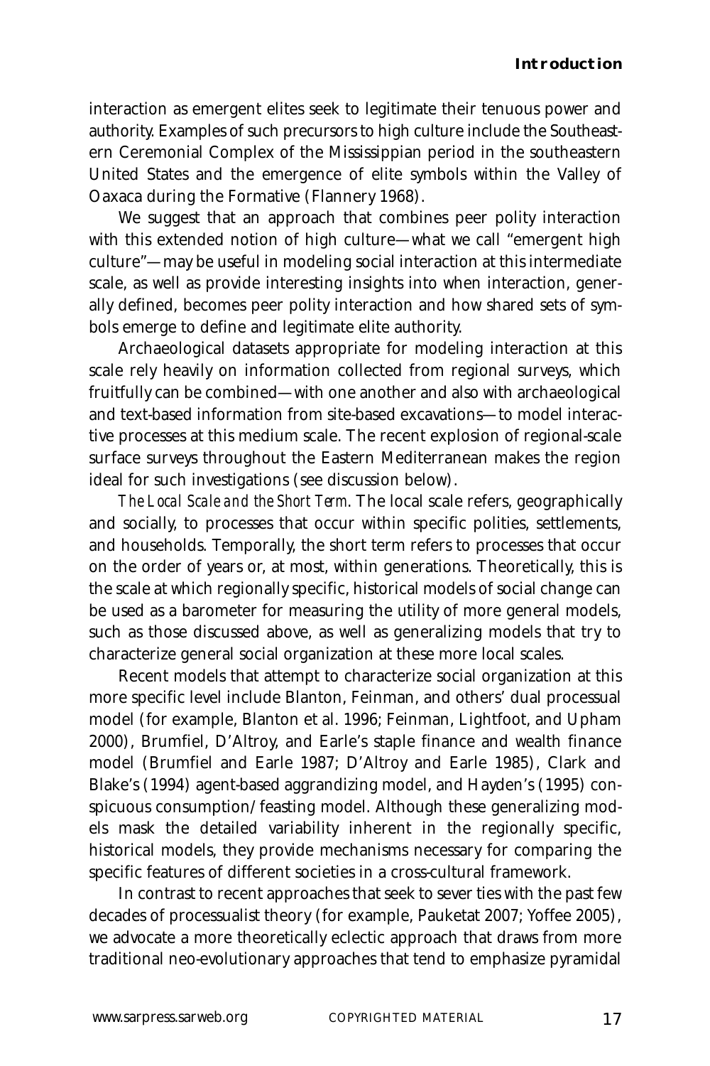interaction as emergent elites seek to legitimate their tenuous power and authority. Examples of such precursors to high culture include the Southeastern Ceremonial Complex of the Mississippian period in the southeastern United States and the emergence of elite symbols within the Valley of Oaxaca during the Formative (Flannery 1968).

We suggest that an approach that combines peer polity interaction with this extended notion of high culture—what we call "emergent high culture"—may be useful in modeling social interaction at this intermediate scale, as well as provide interesting insights into when interaction, generally defined, becomes peer polity interaction and how shared sets of symbols emerge to define and legitimate elite authority.

Archaeological datasets appropriate for modeling interaction at this scale rely heavily on information collected from regional surveys, which fruitfully can be combined—with one another and also with archaeological and text-based information from site-based excavations—to model interactive processes at this medium scale. The recent explosion of regional-scale surface surveys throughout the Eastern Mediterranean makes the region ideal for such investigations (see discussion below).

*The Local Scale and the Short Term.* The local scale refers, geographically and socially, to processes that occur within specific polities, settlements, and households. Temporally, the short term refers to processes that occur on the order of years or, at most, within generations. Theoretically, this is the scale at which regionally specific, historical models of social change can be used as a barometer for measuring the utility of more general models, such as those discussed above, as well as generalizing models that try to characterize general social organization at these more local scales.

Recent models that attempt to characterize social organization at this more specific level include Blanton, Feinman, and others' dual processual model (for example, Blanton et al. 1996; Feinman, Lightfoot, and Upham 2000), Brumfiel, D'Altroy, and Earle's staple finance and wealth finance model (Brumfiel and Earle 1987; D'Altroy and Earle 1985), Clark and Blake's (1994) agent-based aggrandizing model, and Hayden's (1995) conspicuous consumption/feasting model. Although these generalizing models mask the detailed variability inherent in the regionally specific, historical models, they provide mechanisms necessary for comparing the specific features of different societies in a cross-cultural framework.

In contrast to recent approaches that seek to sever ties with the past few decades of processualist theory (for example, Pauketat 2007; Yoffee 2005), we advocate a more theoretically eclectic approach that draws from more traditional neo-evolutionary approaches that tend to emphasize pyramidal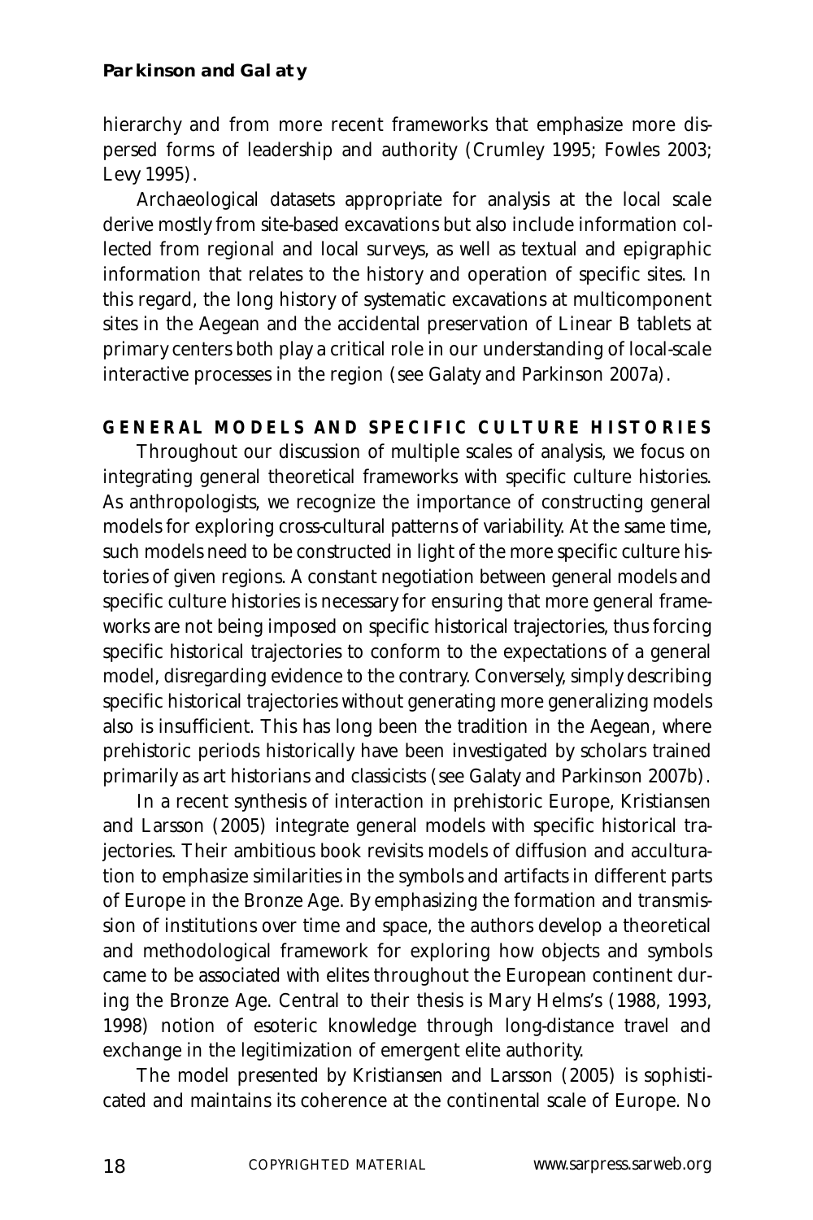hierarchy and from more recent frameworks that emphasize more dispersed forms of leadership and authority (Crumley 1995; Fowles 2003; Levy 1995).

Archaeological datasets appropriate for analysis at the local scale derive mostly from site-based excavations but also include information collected from regional and local surveys, as well as textual and epigraphic information that relates to the history and operation of specific sites. In this regard, the long history of systematic excavations at multicomponent sites in the Aegean and the accidental preservation of Linear B tablets at primary centers both play a critical role in our understanding of local-scale interactive processes in the region (see Galaty and Parkinson 2007a).

## GENERAL MODELS AND SPECIFIC CULTURE HISTORIES

Throughout our discussion of multiple scales of analysis, we focus on integrating general theoretical frameworks with specific culture histories. As anthropologists, we recognize the importance of constructing general models for exploring cross-cultural patterns of variability. At the same time, such models need to be constructed in light of the more specific culture histories of given regions. A constant negotiation between general models and specific culture histories is necessary for ensuring that more general frameworks are not being imposed on specific historical trajectories, thus forcing specific historical trajectories to conform to the expectations of a general model, disregarding evidence to the contrary. Conversely, simply describing specific historical trajectories without generating more generalizing models also is insufficient. This has long been the tradition in the Aegean, where prehistoric periods historically have been investigated by scholars trained primarily as art historians and classicists (see Galaty and Parkinson 2007b).

In a recent synthesis of interaction in prehistoric Europe, Kristiansen and Larsson (2005) integrate general models with specific historical trajectories. Their ambitious book revisits models of diffusion and acculturation to emphasize similarities in the symbols and artifacts in different parts of Europe in the Bronze Age. By emphasizing the formation and transmission of institutions over time and space, the authors develop a theoretical and methodological framework for exploring how objects and symbols came to be associated with elites throughout the European continent during the Bronze Age. Central to their thesis is Mary Helms's (1988, 1993, 1998) notion of esoteric knowledge through long-distance travel and exchange in the legitimization of emergent elite authority.

The model presented by Kristiansen and Larsson (2005) is sophisticated and maintains its coherence at the continental scale of Europe. No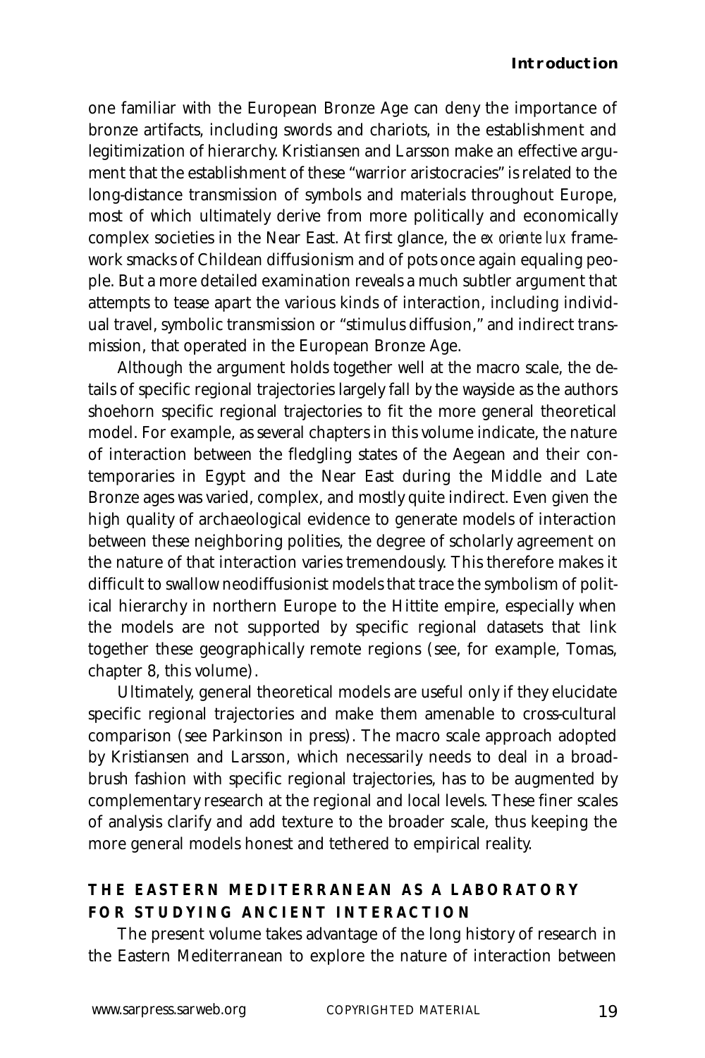one familiar with the European Bronze Age can deny the importance of bronze artifacts, including swords and chariots, in the establishment and legitimization of hierarchy. Kristiansen and Larsson make an effective argument that the establishment of these "warrior aristocracies" is related to the long-distance transmission of symbols and materials throughout Europe, most of which ultimately derive from more politically and economically complex societies in the Near East. At first glance, the *ex oriente lux* framework smacks of Childean diffusionism and of pots once again equaling people. But a more detailed examination reveals a much subtler argument that attempts to tease apart the various kinds of interaction, including individual travel, symbolic transmission or "stimulus diffusion," and indirect transmission, that operated in the European Bronze Age.

Although the argument holds together well at the macro scale, the details of specific regional trajectories largely fall by the wayside as the authors shoehorn specific regional trajectories to fit the more general theoretical model. For example, as several chapters in this volume indicate, the nature of interaction between the fledgling states of the Aegean and their contemporaries in Egypt and the Near East during the Middle and Late Bronze ages was varied, complex, and mostly quite indirect. Even given the high quality of archaeological evidence to generate models of interaction between these neighboring polities, the degree of scholarly agreement on the nature of that interaction varies tremendously. This therefore makes it difficult to swallow neodiffusionist models that trace the symbolism of political hierarchy in northern Europe to the Hittite empire, especially when the models are not supported by specific regional datasets that link together these geographically remote regions (see, for example, Tomas, chapter 8, this volume).

Ultimately, general theoretical models are useful only if they elucidate specific regional trajectories and make them amenable to cross-cultural comparison (see Parkinson in press). The macro scale approach adopted by Kristiansen and Larsson, which necessarily needs to deal in a broad-brush fashion with specific regional trajectories, has to be augmented by complementary research at the regional and local levels. These finer scales of analysis clarify and add texture to the broader scale, thus keeping the more general models honest and tethered to empirical reality.

## THE EASTERN MEDITERRANEAN AS A LABORATORY FOR STUDYING ANCIENT INTERACTION

The present volume takes advantage of the long history of research in the Eastern Mediterranean to explore the nature of interaction between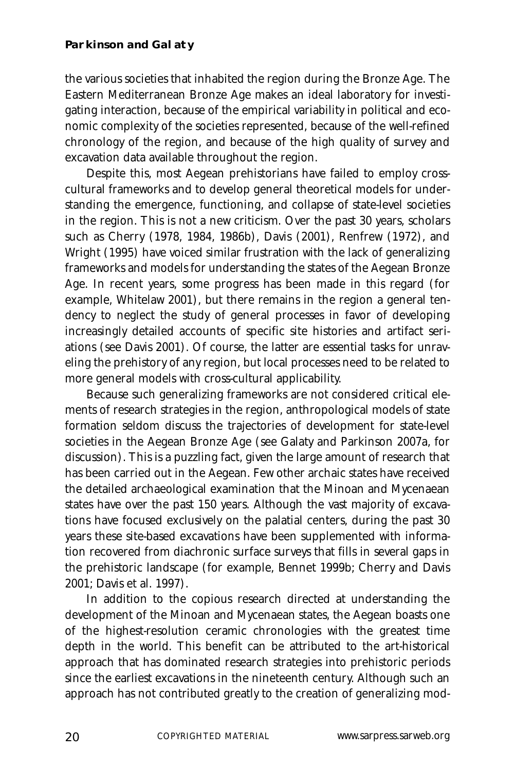the various societies that inhabited the region during the Bronze Age. The Eastern Mediterranean Bronze Age makes an ideal laboratory for investigating interaction, because of the empirical variability in political and economic complexity of the societies represented, because of the well-refined chronology of the region, and because of the high quality of survey and excavation data available throughout the region.

Despite this, most Aegean prehistorians have failed to employ cross-cultural frameworks and to develop general theoretical models for understanding the emergence, functioning, and collapse of state-level societies in the region. This is not a new criticism. Over the past 30 years, scholars such as Cherry (1978, 1984, 1986b), Davis (2001), Renfrew (1972), and Wright (1995) have voiced similar frustration with the lack of generalizing frameworks and models for understanding the states of the Aegean Bronze Age. In recent years, some progress has been made in this regard (for example, Whitelaw 2001), but there remains in the region a general tendency to neglect the study of general processes in favor of developing increasingly detailed accounts of specific site histories and artifact seriations (see Davis 2001). Of course, the latter are essential tasks for unraveling the prehistory of any region, but local processes need to be related to more general models with cross-cultural applicability.

Because such generalizing frameworks are not considered critical elements of research strategies in the region, anthropological models of state formation seldom discuss the trajectories of development for state-level societies in the Aegean Bronze Age (see Galaty and Parkinson 2007a, for discussion). This is a puzzling fact, given the large amount of research that has been carried out in the Aegean. Few other archaic states have received the detailed archaeological examination that the Minoan and Mycenaean states have over the past 150 years. Although the vast majority of excavations have focused exclusively on the palatial centers, during the past 30 years these site-based excavations have been supplemented with information recovered from diachronic surface surveys that fills in several gaps in the prehistoric landscape (for example, Bennet 1999b; Cherry and Davis 2001; Davis et al. 1997).

In addition to the copious research directed at understanding the development of the Minoan and Mycenaean states, the Aegean boasts one of the highest-resolution ceramic chronologies with the greatest time depth in the world. This benefit can be attributed to the art-historical approach that has dominated research strategies into prehistoric periods since the earliest excavations in the nineteenth century. Although such an approach has not contributed greatly to the creation of generalizing mod-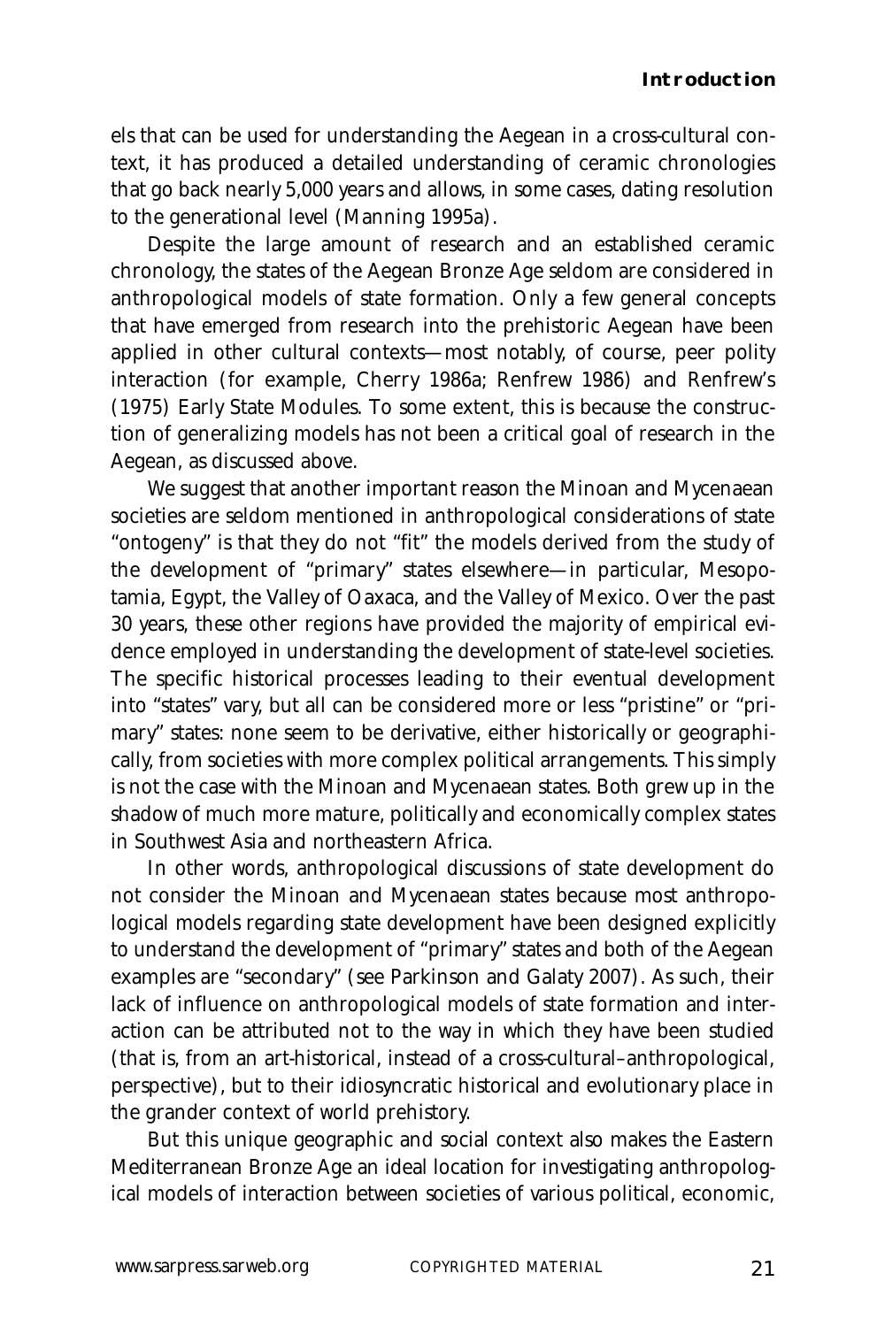els that can be used for understanding the Aegean in a cross-cultural context, it has produced a detailed understanding of ceramic chronologies that go back nearly 5,000 years and allows, in some cases, dating resolution to the generational level (Manning 1995a).

Despite the large amount of research and an established ceramic chronology, the states of the Aegean Bronze Age seldom are considered in anthropological models of state formation. Only a few general concepts that have emerged from research into the prehistoric Aegean have been applied in other cultural contexts—most notably, of course, peer polity interaction (for example, Cherry 1986a; Renfrew 1986) and Renfrew's (1975) Early State Modules. To some extent, this is because the construction of generalizing models has not been a critical goal of research in the Aegean, as discussed above.

We suggest that another important reason the Minoan and Mycenaean societies are seldom mentioned in anthropological considerations of state "ontogeny" is that they do not "fit" the models derived from the study of the development of "primary" states elsewhere—in particular, Mesopotamia, Egypt, the Valley of Oaxaca, and the Valley of Mexico. Over the past 30 years, these other regions have provided the majority of empirical evidence employed in understanding the development of state-level societies. The specific historical processes leading to their eventual development into "states" vary, but all can be considered more or less "pristine" or "primary" states: none seem to be derivative, either historically or geographically, from societies with more complex political arrangements. This simply is not the case with the Minoan and Mycenaean states. Both grew up in the shadow of much more mature, politically and economically complex states in Southwest Asia and northeastern Africa.

In other words, anthropological discussions of state development do not consider the Minoan and Mycenaean states because most anthropological models regarding state development have been designed explicitly to understand the development of "primary" states and both of the Aegean examples are "secondary" (see Parkinson and Galaty 2007). As such, their lack of influence on anthropological models of state formation and interaction can be attributed not to the way in which they have been studied (that is, from an art-historical, instead of a cross-cultural–anthropological, perspective), but to their idiosyncratic historical and evolutionary place in the grander context of world prehistory.

But this unique geographic and social context also makes the Eastern Mediterranean Bronze Age an ideal location for investigating anthropological models of interaction between societies of various political, economic,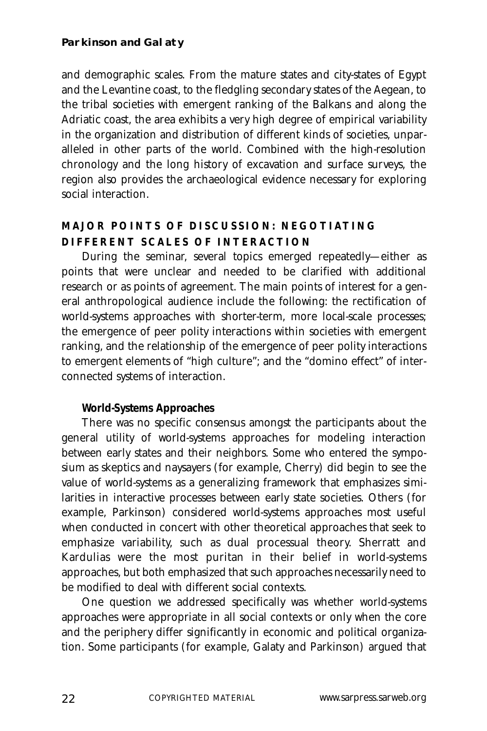and demographic scales. From the mature states and city-states of Egypt and the Levantine coast, to the fledgling secondary states of the Aegean, to the tribal societies with emergent ranking of the Balkans and along the Adriatic coast, the area exhibits a very high degree of empirical variability in the organization and distribution of different kinds of societies, unparalleled in other parts of the world. Combined with the high-resolution chronology and the long history of excavation and surface surveys, the region also provides the archaeological evidence necessary for exploring social interaction.

## MAJOR POINTS OF DISCUSSION: NEGOTIATING DIFFERENT SCALES OF INTERACTION

During the seminar, several topics emerged repeatedly—either as points that were unclear and needed to be clarified with additional research or as points of agreement. The main points of interest for a general anthropological audience include the following: the rectification of world-systems approaches with shorter-term, more local-scale processes; the emergence of peer polity interactions within societies with emergent ranking, and the relationship of the emergence of peer polity interactions to emergent elements of "high culture"; and the "domino effect" of interconnected systems of interaction.

### World-Systems Approaches

There was no specific consensus amongst the participants about the general utility of world-systems approaches for modeling interaction between early states and their neighbors. Some who entered the symposium as skeptics and naysayers (for example, Cherry) did begin to see the value of world-systems as a generalizing framework that emphasizes similarities in interactive processes between early state societies. Others (for example, Parkinson) considered world-systems approaches most useful when conducted in concert with other theoretical approaches that seek to emphasize variability, such as dual processual theory. Sherratt and Kardulias were the most puritan in their belief in world-systems approaches, but both emphasized that such approaches necessarily need to be modified to deal with different social contexts.

One question we addressed specifically was whether world-systems approaches were appropriate in all social contexts or only when the core and the periphery differ significantly in economic and political organization. Some participants (for example, Galaty and Parkinson) argued that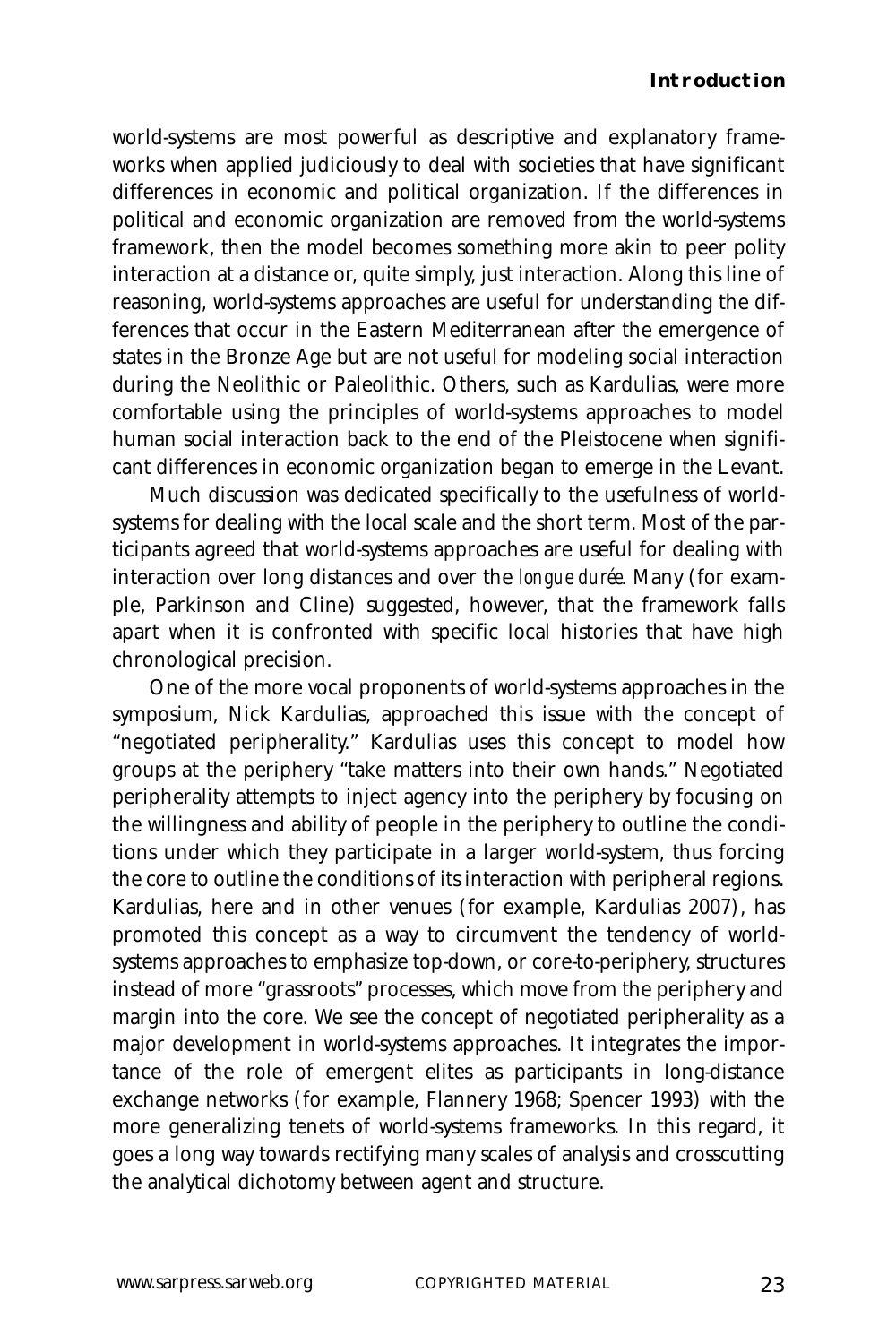world-systems are most powerful as descriptive and explanatory frameworks when applied judiciously to deal with societies that have significant differences in economic and political organization. If the differences in political and economic organization are removed from the world-systems framework, then the model becomes something more akin to peer polity interaction at a distance or, quite simply, just interaction. Along this line of reasoning, world-systems approaches are useful for understanding the differences that occur in the Eastern Mediterranean after the emergence of states in the Bronze Age but are not useful for modeling social interaction during the Neolithic or Paleolithic. Others, such as Kardulias, were more comfortable using the principles of world-systems approaches to model human social interaction back to the end of the Pleistocene when significant differences in economic organization began to emerge in the Levant.

Much discussion was dedicated specifically to the usefulness of world-systems for dealing with the local scale and the short term. Most of the participants agreed that world-systems approaches are useful for dealing with interaction over long distances and over the *longue durée*. Many (for example, Parkinson and Cline) suggested, however, that the framework falls apart when it is confronted with specific local histories that have high chronological precision.

One of the more vocal proponents of world-systems approaches in the symposium, Nick Kardulias, approached this issue with the concept of "negotiated peripherality." Kardulias uses this concept to model how groups at the periphery "take matters into their own hands." Negotiated peripherality attempts to inject agency into the periphery by focusing on the willingness and ability of people in the periphery to outline the conditions under which they participate in a larger world-system, thus forcing the core to outline the conditions of its interaction with peripheral regions. Kardulias, here and in other venues (for example, Kardulias 2007), has promoted this concept as a way to circumvent the tendency of world-systems approaches to emphasize top-down, or core-to-periphery, structures instead of more "grassroots" processes, which move from the periphery and margin into the core. We see the concept of negotiated peripherality as a major development in world-systems approaches. It integrates the importance of the role of emergent elites as participants in long-distance exchange networks (for example, Flannery 1968; Spencer 1993) with the more generalizing tenets of world-systems frameworks. In this regard, it goes a long way towards rectifying many scales of analysis and crosscutting the analytical dichotomy between agent and structure.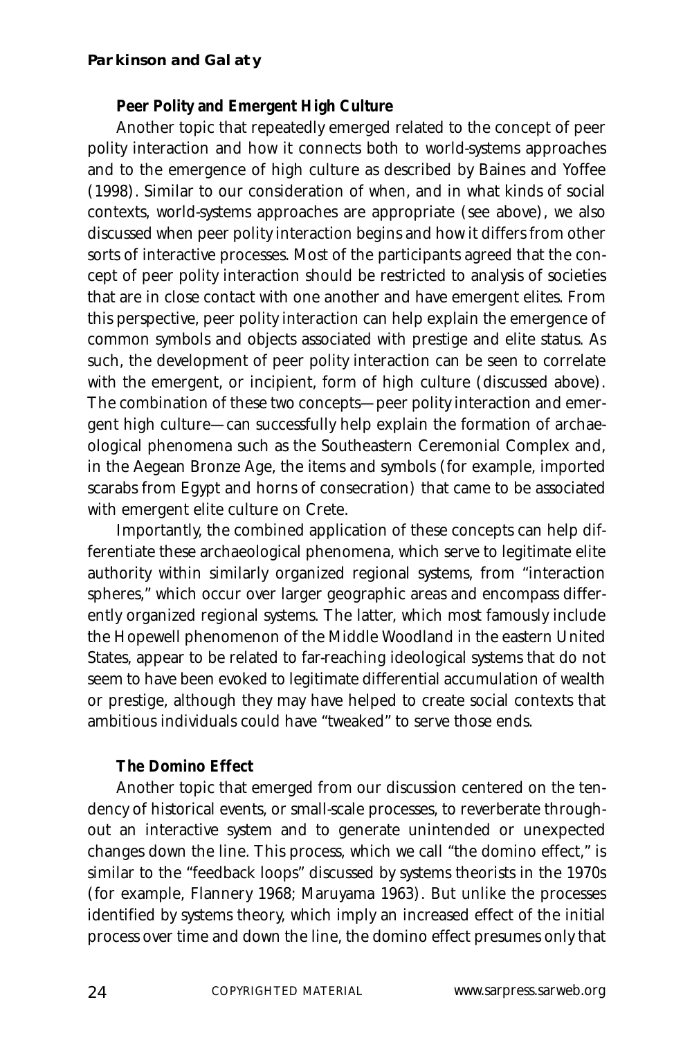### Peer Polity and Emergent High Culture

Another topic that repeatedly emerged related to the concept of peer polity interaction and how it connects both to world-systems approaches and to the emergence of high culture as described by Baines and Yoffee (1998). Similar to our consideration of when, and in what kinds of social contexts, world-systems approaches are appropriate (see above), we also discussed when peer polity interaction begins and how it differs from other sorts of interactive processes. Most of the participants agreed that the concept of peer polity interaction should be restricted to analysis of societies that are in close contact with one another and have emergent elites. From this perspective, peer polity interaction can help explain the emergence of common symbols and objects associated with prestige and elite status. As such, the development of peer polity interaction can be seen to correlate with the emergent, or incipient, form of high culture (discussed above). The combination of these two concepts—peer polity interaction and emergent high culture—can successfully help explain the formation of archaeological phenomena such as the Southeastern Ceremonial Complex and, in the Aegean Bronze Age, the items and symbols (for example, imported scarabs from Egypt and horns of consecration) that came to be associated with emergent elite culture on Crete.

Importantly, the combined application of these concepts can help differentiate these archaeological phenomena, which serve to legitimate elite authority within similarly organized regional systems, from "interaction spheres," which occur over larger geographic areas and encompass differently organized regional systems. The latter, which most famously include the Hopewell phenomenon of the Middle Woodland in the eastern United States, appear to be related to far-reaching ideological systems that do not seem to have been evoked to legitimate differential accumulation of wealth or prestige, although they may have helped to create social contexts that ambitious individuals could have "tweaked" to serve those ends.

### The Domino Effect

Another topic that emerged from our discussion centered on the tendency of historical events, or small-scale processes, to reverberate throughout an interactive system and to generate unintended or unexpected changes down the line. This process, which we call "the domino effect," is similar to the "feedback loops" discussed by systems theorists in the 1970s (for example, Flannery 1968; Maruyama 1963). But unlike the processes identified by systems theory, which imply an increased effect of the initial process over time and down the line, the domino effect presumes only that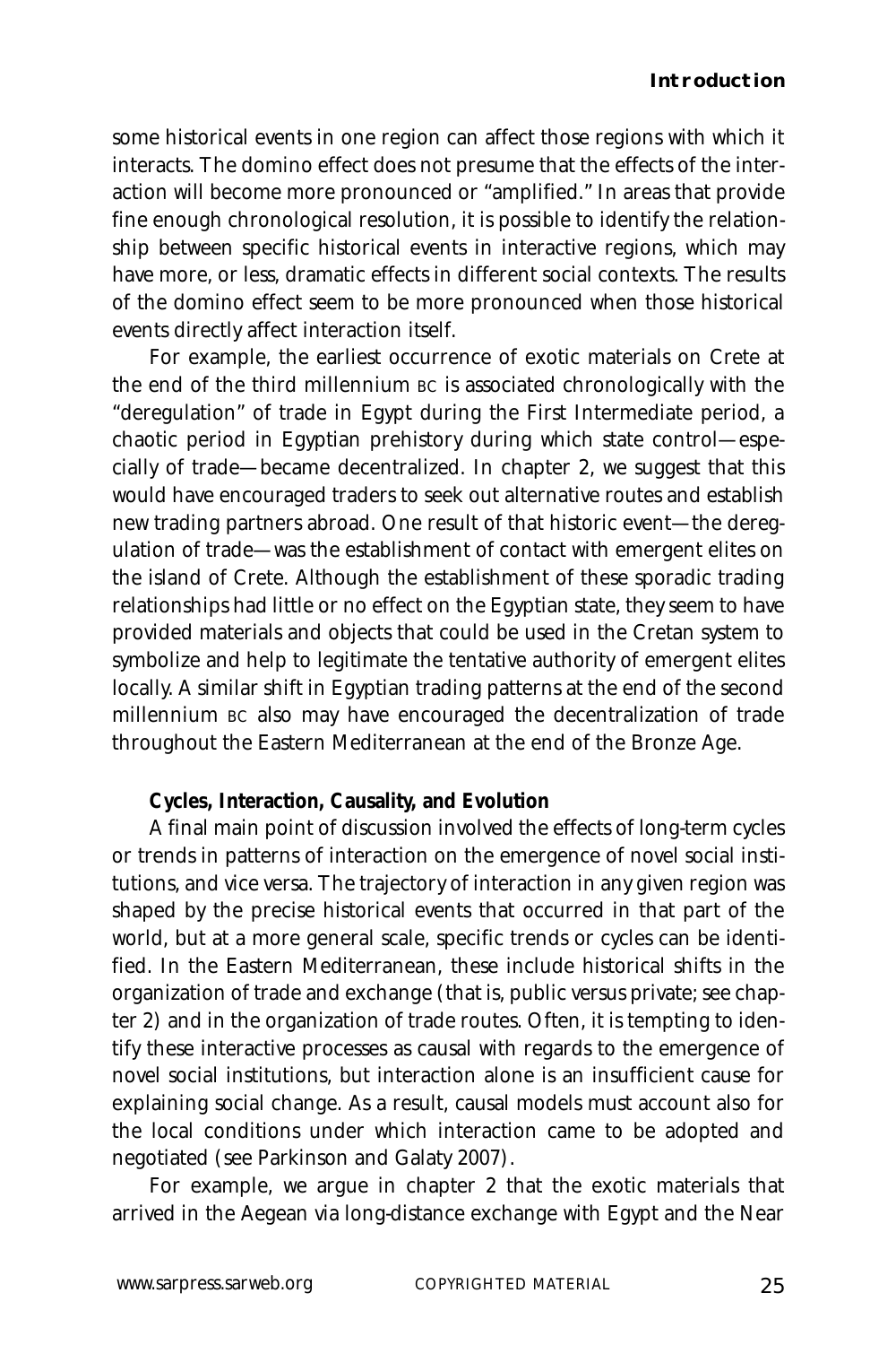some historical events in one region can affect those regions with which it interacts. The domino effect does not presume that the effects of the interaction will become more pronounced or "amplified." In areas that provide fine enough chronological resolution, it is possible to identify the relationship between specific historical events in interactive regions, which may have more, or less, dramatic effects in different social contexts. The results of the domino effect seem to be more pronounced when those historical events directly affect interaction itself.

For example, the earliest occurrence of exotic materials on Crete at the end of the third millennium BC is associated chronologically with the "deregulation" of trade in Egypt during the First Intermediate period, a chaotic period in Egyptian prehistory during which state control—especially of trade—became decentralized. In chapter 2, we suggest that this would have encouraged traders to seek out alternative routes and establish new trading partners abroad. One result of that historic event—the deregulation of trade—was the establishment of contact with emergent elites on the island of Crete. Although the establishment of these sporadic trading relationships had little or no effect on the Egyptian state, they seem to have provided materials and objects that could be used in the Cretan system to symbolize and help to legitimate the tentative authority of emergent elites locally. A similar shift in Egyptian trading patterns at the end of the second millennium BC also may have encouraged the decentralization of trade throughout the Eastern Mediterranean at the end of the Bronze Age.

**Cycles, Interaction, Causality, and Evolution**

A final main point of discussion involved the effects of long-term cycles or trends in patterns of interaction on the emergence of novel social institutions, and vice versa. The trajectory of interaction in any given region was shaped by the precise historical events that occurred in that part of the world, but at a more general scale, specific trends or cycles can be identified. In the Eastern Mediterranean, these include historical shifts in the organization of trade and exchange (that is, public versus private; see chapter 2) and in the organization of trade routes. Often, it is tempting to identify these interactive processes as causal with regards to the emergence of novel social institutions, but interaction alone is an insufficient cause for explaining social change. As a result, causal models must account also for the local conditions under which interaction came to be adopted and negotiated (see Parkinson and Galaty 2007).

For example, we argue in chapter 2 that the exotic materials that arrived in the Aegean via long-distance exchange with Egypt and the Near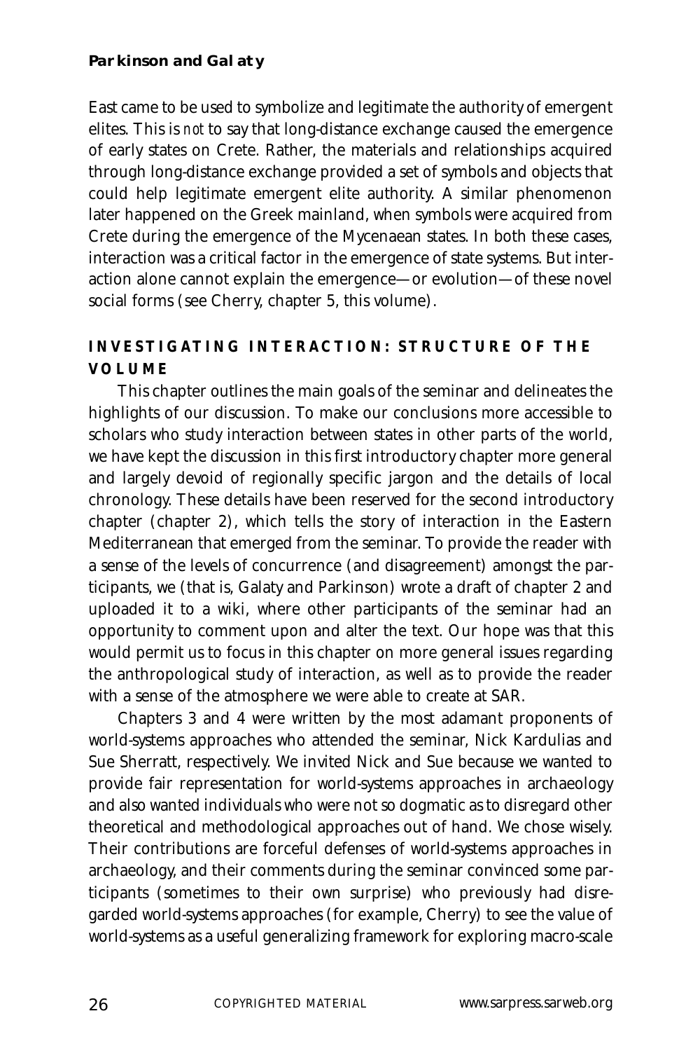East came to be used to symbolize and legitimate the authority of emergent elites. This is *not* to say that long-distance exchange caused the emergence of early states on Crete. Rather, the materials and relationships acquired through long-distance exchange provided a set of symbols and objects that could help legitimate emergent elite authority. A similar phenomenon later happened on the Greek mainland, when symbols were acquired from Crete during the emergence of the Mycenaean states. In both these cases, interaction was a critical factor in the emergence of state systems. But interaction alone cannot explain the emergence—or evolution—of these novel social forms (see Cherry, chapter 5, this volume).

## INVESTIGATING INTERACTION: STRUCTURE OF THE VOLUME

This chapter outlines the main goals of the seminar and delineates the highlights of our discussion. To make our conclusions more accessible to scholars who study interaction between states in other parts of the world, we have kept the discussion in this first introductory chapter more general and largely devoid of regionally specific jargon and the details of local chronology. These details have been reserved for the second introductory chapter (chapter 2), which tells the story of interaction in the Eastern Mediterranean that emerged from the seminar. To provide the reader with a sense of the levels of concurrence (and disagreement) amongst the participants, we (that is, Galaty and Parkinson) wrote a draft of chapter 2 and uploaded it to a wiki, where other participants of the seminar had an opportunity to comment upon and alter the text. Our hope was that this would permit us to focus in this chapter on more general issues regarding the anthropological study of interaction, as well as to provide the reader with a sense of the atmosphere we were able to create at SAR.

Chapters 3 and 4 were written by the most adamant proponents of world-systems approaches who attended the seminar, Nick Kardulias and Sue Sherratt, respectively. We invited Nick and Sue because we wanted to provide fair representation for world-systems approaches in archaeology and also wanted individuals who were not so dogmatic as to disregard other theoretical and methodological approaches out of hand. We chose wisely. Their contributions are forceful defenses of world-systems approaches in archaeology, and their comments during the seminar convinced some participants (sometimes to their own surprise) who previously had disregarded world-systems approaches (for example, Cherry) to see the value of world-systems as a useful generalizing framework for exploring macro-scale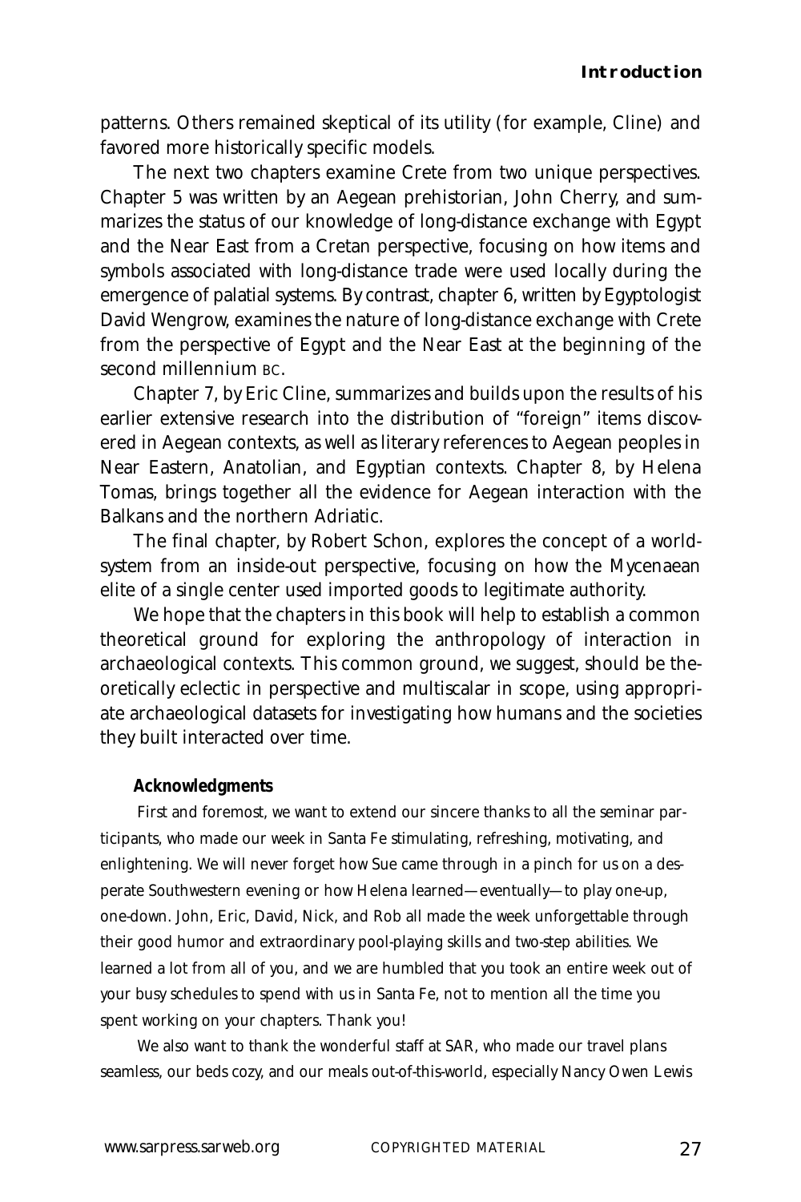patterns. Others remained skeptical of its utility (for example, Cline) and favored more historically specific models.

The next two chapters examine Crete from two unique perspectives. Chapter 5 was written by an Aegean prehistorian, John Cherry, and summarizes the status of our knowledge of long-distance exchange with Egypt and the Near East from a Cretan perspective, focusing on how items and symbols associated with long-distance trade were used locally during the emergence of palatial systems. By contrast, chapter 6, written by Egyptologist David Wengrow, examines the nature of long-distance exchange with Crete from the perspective of Egypt and the Near East at the beginning of the second millennium BC.

Chapter 7, by Eric Cline, summarizes and builds upon the results of his earlier extensive research into the distribution of "foreign" items discovered in Aegean contexts, as well as literary references to Aegean peoples in Near Eastern, Anatolian, and Egyptian contexts. Chapter 8, by Helena Tomas, brings together all the evidence for Aegean interaction with the Balkans and the northern Adriatic.

The final chapter, by Robert Schon, explores the concept of a world-system from an inside-out perspective, focusing on how the Mycenaean elite of a single center used imported goods to legitimate authority.

We hope that the chapters in this book will help to establish a common theoretical ground for exploring the anthropology of interaction in archaeological contexts. This common ground, we suggest, should be theoretically eclectic in perspective and multiscalar in scope, using appropriate archaeological datasets for investigating how humans and the societies they built interacted over time.

#### Acknowledgments

First and foremost, we want to extend our sincere thanks to all the seminar participants, who made our week in Santa Fe stimulating, refreshing, motivating, and enlightening. We will never forget how Sue came through in a pinch for us on a desperate Southwestern evening or how Helena learned—eventually—to play one-up, one-down. John, Eric, David, Nick, and Rob all made the week unforgettable through their good humor and extraordinary pool-playing skills and two-step abilities. We learned a lot from all of you, and we are humbled that you took an entire week out of your busy schedules to spend with us in Santa Fe, not to mention all the time you spent working on your chapters. Thank you!

We also want to thank the wonderful staff at SAR, who made our travel plans seamless, our beds cozy, and our meals out-of-this-world, especially Nancy Owen Lewis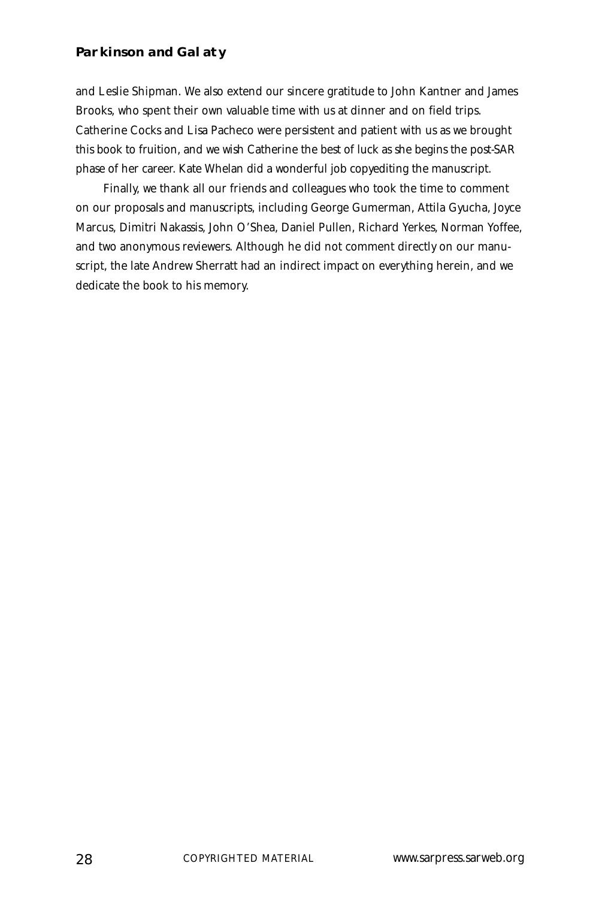and Leslie Shipman. We also extend our sincere gratitude to John Kantner and James Brooks, who spent their own valuable time with us at dinner and on field trips. Catherine Cocks and Lisa Pacheco were persistent and patient with us as we brought this book to fruition, and we wish Catherine the best of luck as she begins the post-SAR phase of her career. Kate Whelan did a wonderful job copyediting the manuscript.

Finally, we thank all our friends and colleagues who took the time to comment on our proposals and manuscripts, including George Gumerman, Attila Gyucha, Joyce Marcus, Dimitri Nakassis, John O'Shea, Daniel Pullen, Richard Yerkes, Norman Yoffee, and two anonymous reviewers. Although he did not comment directly on our manuscript, the late Andrew Sherratt had an indirect impact on everything herein, and we dedicate the book to his memory.